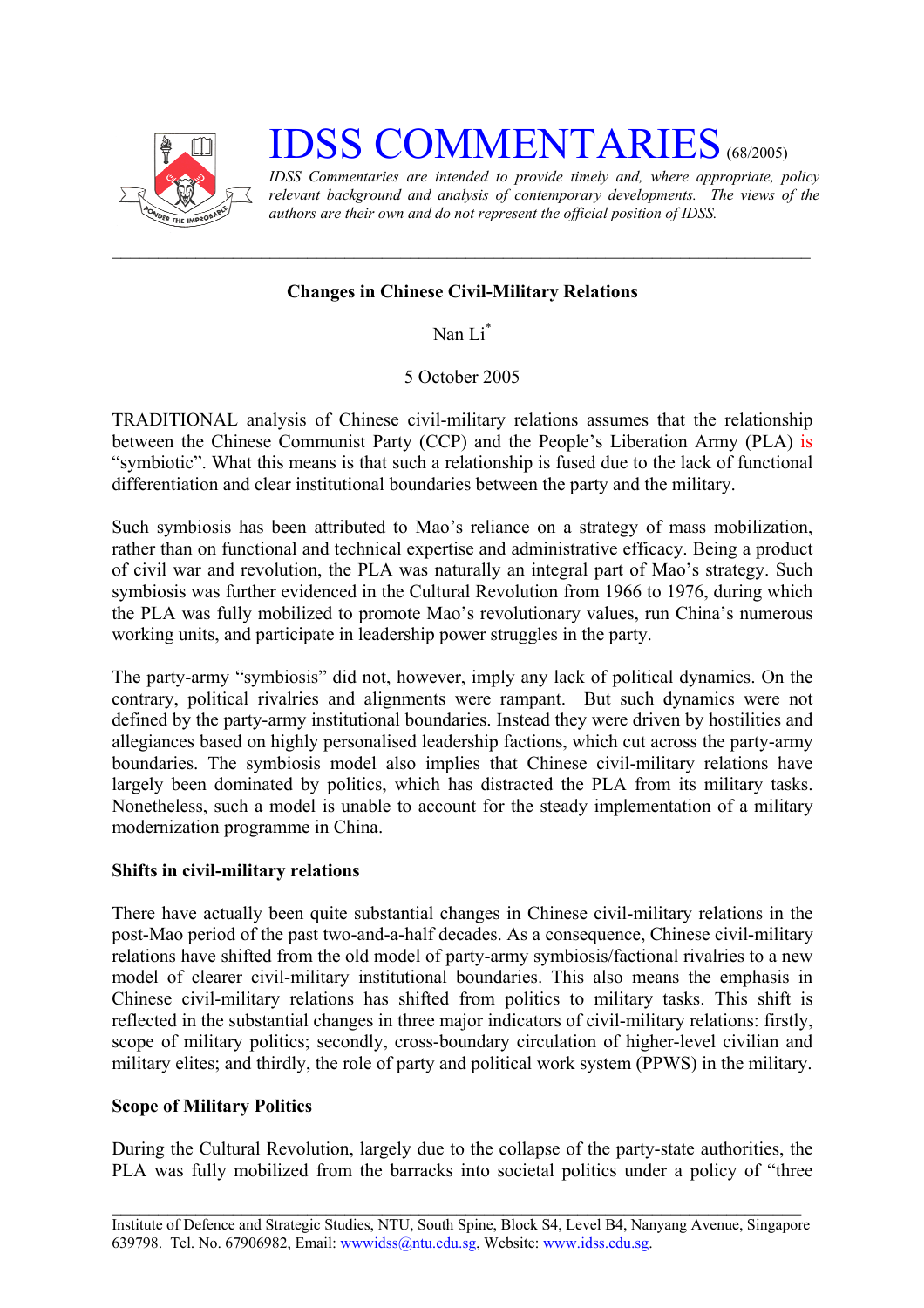# IDSS COMMENTARIES (68/2005)

*IDSS Commentaries are intended to provide timely and, where appropriate, policy relevant background and analysis of contemporary developments. The views of the authors are their own and do not represent the official position of IDSS.*

---

**Changes in Chinese Civil-Military Relations**

Nan Li[*]

5 October 2005

TRADITIONAL analysis of Chinese civil-military relations assumes that the relationship between the Chinese Communist Party (CCP) and the People's Liberation Army (PLA) is "symbiotic". What this means is that such a relationship is fused due to the lack of functional differentiation and clear institutional boundaries between the party and the military.

Such symbiosis has been attributed to Mao's reliance on a strategy of mass mobilization, rather than on functional and technical expertise and administrative efficacy. Being a product of civil war and revolution, the PLA was naturally an integral part of Mao's strategy. Such symbiosis was further evidenced in the Cultural Revolution from 1966 to 1976, during which the PLA was fully mobilized to promote Mao's revolutionary values, run China's numerous working units, and participate in leadership power struggles in the party.

The party-army "symbiosis" did not, however, imply any lack of political dynamics. On the contrary, political rivalries and alignments were rampant. But such dynamics were not defined by the party-army institutional boundaries. Instead they were driven by hostilities and allegiances based on highly personalised leadership factions, which cut across the party-army boundaries. The symbiosis model also implies that Chinese civil-military relations have largely been dominated by politics, which has distracted the PLA from its military tasks. Nonetheless, such a model is unable to account for the steady implementation of a military modernization programme in China.

**Shifts in civil-military relations**

There have actually been quite substantial changes in Chinese civil-military relations in the post-Mao period of the past two-and-a-half decades. As a consequence, Chinese civil-military relations have shifted from the old model of party-army symbiosis/factional rivalries to a new model of clearer civil-military institutional boundaries. This also means the emphasis in Chinese civil-military relations has shifted from politics to military tasks. This shift is reflected in the substantial changes in three major indicators of civil-military relations: firstly, scope of military politics; secondly, cross-boundary circulation of higher-level civilian and military elites; and thirdly, the role of party and political work system (PPWS) in the military.

**Scope of Military Politics**

During the Cultural Revolution, largely due to the collapse of the party-state authorities, the PLA was fully mobilized from the barracks into societal politics under a policy of "three

---

Institute of Defence and Strategic Studies, NTU, South Spine, Block S4, Level B4, Nanyang Avenue, Singapore 639798. Tel. No. 67906982, Email: wwwidss@ntu.edu.sg, Website: www.idss.edu.sg.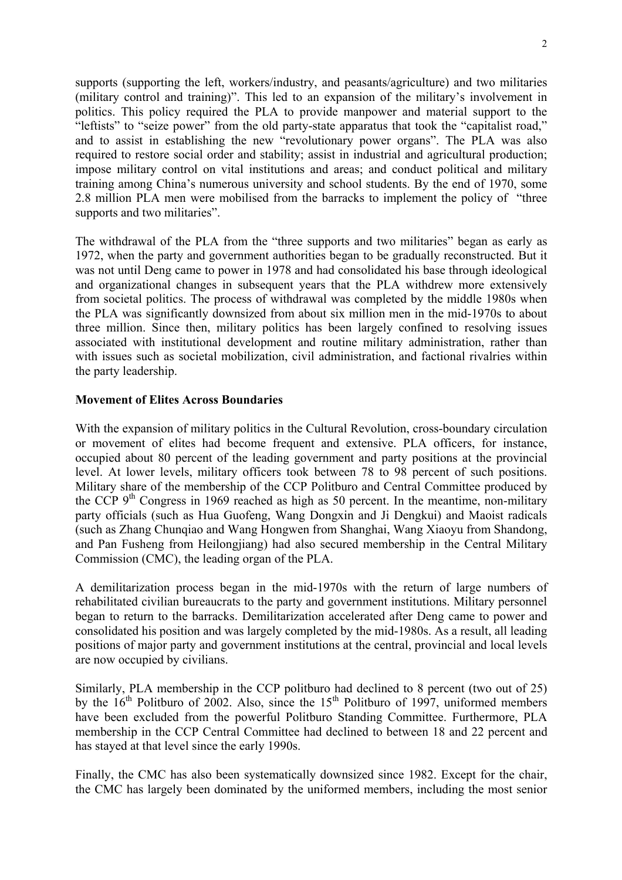supports (supporting the left, workers/industry, and peasants/agriculture) and two militaries (military control and training)". This led to an expansion of the military's involvement in politics. This policy required the PLA to provide manpower and material support to the "leftists" to "seize power" from the old party-state apparatus that took the "capitalist road," and to assist in establishing the new "revolutionary power organs". The PLA was also required to restore social order and stability; assist in industrial and agricultural production; impose military control on vital institutions and areas; and conduct political and military training among China's numerous university and school students. By the end of 1970, some 2.8 million PLA men were mobilised from the barracks to implement the policy of "three supports and two militaries".

The withdrawal of the PLA from the "three supports and two militaries" began as early as 1972, when the party and government authorities began to be gradually reconstructed. But it was not until Deng came to power in 1978 and had consolidated his base through ideological and organizational changes in subsequent years that the PLA withdrew more extensively from societal politics. The process of withdrawal was completed by the middle 1980s when the PLA was significantly downsized from about six million men in the mid-1970s to about three million. Since then, military politics has been largely confined to resolving issues associated with institutional development and routine military administration, rather than with issues such as societal mobilization, civil administration, and factional rivalries within the party leadership.

**Movement of Elites Across Boundaries**

With the expansion of military politics in the Cultural Revolution, cross-boundary circulation or movement of elites had become frequent and extensive. PLA officers, for instance, occupied about 80 percent of the leading government and party positions at the provincial level. At lower levels, military officers took between 78 to 98 percent of such positions. Military share of the membership of the CCP Politburo and Central Committee produced by the CCP 9th Congress in 1969 reached as high as 50 percent. In the meantime, non-military party officials (such as Hua Guofeng, Wang Dongxin and Ji Dengkui) and Maoist radicals (such as Zhang Chunqiao and Wang Hongwen from Shanghai, Wang Xiaoyu from Shandong, and Pan Fusheng from Heilongjiang) had also secured membership in the Central Military Commission (CMC), the leading organ of the PLA.

A demilitarization process began in the mid-1970s with the return of large numbers of rehabilitated civilian bureaucrats to the party and government institutions. Military personnel began to return to the barracks. Demilitarization accelerated after Deng came to power and consolidated his position and was largely completed by the mid-1980s. As a result, all leading positions of major party and government institutions at the central, provincial and local levels are now occupied by civilians.

Similarly, PLA membership in the CCP politburo had declined to 8 percent (two out of 25) by the 16th Politburo of 2002. Also, since the 15th Politburo of 1997, uniformed members have been excluded from the powerful Politburo Standing Committee. Furthermore, PLA membership in the CCP Central Committee had declined to between 18 and 22 percent and has stayed at that level since the early 1990s.

Finally, the CMC has also been systematically downsized since 1982. Except for the chair, the CMC has largely been dominated by the uniformed members, including the most senior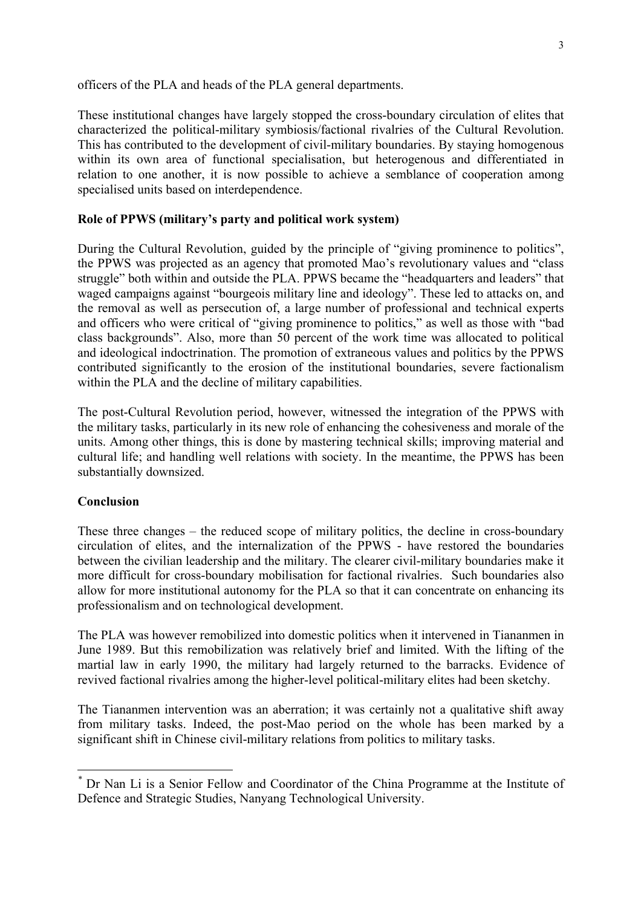officers of the PLA and heads of the PLA general departments.

These institutional changes have largely stopped the cross-boundary circulation of elites that characterized the political-military symbiosis/factional rivalries of the Cultural Revolution. This has contributed to the development of civil-military boundaries. By staying homogenous within its own area of functional specialisation, but heterogenous and differentiated in relation to one another, it is now possible to achieve a semblance of cooperation among specialised units based on interdependence.

**Role of PPWS (military's party and political work system)**

During the Cultural Revolution, guided by the principle of "giving prominence to politics", the PPWS was projected as an agency that promoted Mao's revolutionary values and "class struggle" both within and outside the PLA. PPWS became the "headquarters and leaders" that waged campaigns against "bourgeois military line and ideology". These led to attacks on, and the removal as well as persecution of, a large number of professional and technical experts and officers who were critical of "giving prominence to politics," as well as those with "bad class backgrounds". Also, more than 50 percent of the work time was allocated to political and ideological indoctrination. The promotion of extraneous values and politics by the PPWS contributed significantly to the erosion of the institutional boundaries, severe factionalism within the PLA and the decline of military capabilities.

The post-Cultural Revolution period, however, witnessed the integration of the PPWS with the military tasks, particularly in its new role of enhancing the cohesiveness and morale of the units. Among other things, this is done by mastering technical skills; improving material and cultural life; and handling well relations with society. In the meantime, the PPWS has been substantially downsized.

**Conclusion**

These three changes – the reduced scope of military politics, the decline in cross-boundary circulation of elites, and the internalization of the PPWS - have restored the boundaries between the civilian leadership and the military. The clearer civil-military boundaries make it more difficult for cross-boundary mobilisation for factional rivalries. Such boundaries also allow for more institutional autonomy for the PLA so that it can concentrate on enhancing its professionalism and on technological development.

The PLA was however remobilized into domestic politics when it intervened in Tiananmen in June 1989. But this remobilization was relatively brief and limited. With the lifting of the martial law in early 1990, the military had largely returned to the barracks. Evidence of revived factional rivalries among the higher-level political-military elites had been sketchy.

The Tiananmen intervention was an aberration; it was certainly not a qualitative shift away from military tasks. Indeed, the post-Mao period on the whole has been marked by a significant shift in Chinese civil-military relations from politics to military tasks.

---

[*] Dr Nan Li is a Senior Fellow and Coordinator of the China Programme at the Institute of Defence and Strategic Studies, Nanyang Technological University.